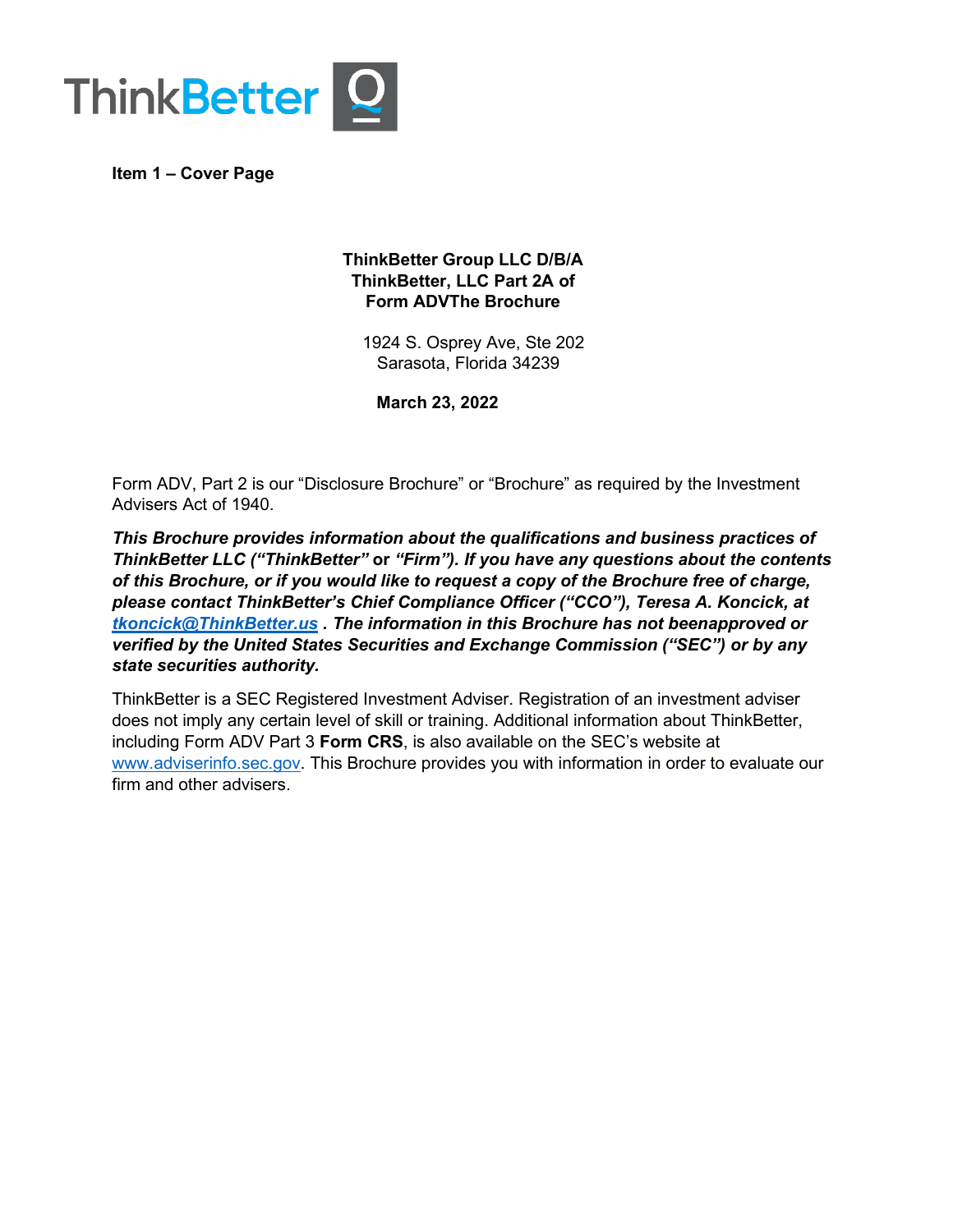ThinkBetter

**Item 1 – Cover Page**

**ThinkBetter Group LLC D/B/A ThinkBetter, LLC Part 2A of Form ADVThe Brochure**

1924 S. Osprey Ave, Ste 202
Sarasota, Florida 34239

**March 23, 2022**

Form ADV, Part 2 is our "Disclosure Brochure" or "Brochure" as required by the Investment Advisers Act of 1940.

***This Brochure provides information about the qualifications and business practices of ThinkBetter LLC ("ThinkBetter"* or *"Firm"). If you have any questions about the contents of this Brochure, or if you would like to request a copy of the Brochure free of charge, please contact ThinkBetter's Chief Compliance Officer ("CCO"), Teresa A. Koncick, at [tkoncick@ThinkBetter.us](mailto:tkoncick@ThinkBetter.us) . The information in this Brochure has not beenapproved or verified by the United States Securities and Exchange Commission ("SEC") or by any state securities authority.***

ThinkBetter is a SEC Registered Investment Adviser. Registration of an investment adviser does not imply any certain level of skill or training. Additional information about ThinkBetter, including Form ADV Part 3 **Form CRS**, is also available on the SEC's website at [www.adviserinfo.sec.gov](http://www.adviserinfo.sec.gov). This Brochure provides you with information in order to evaluate our firm and other advisers.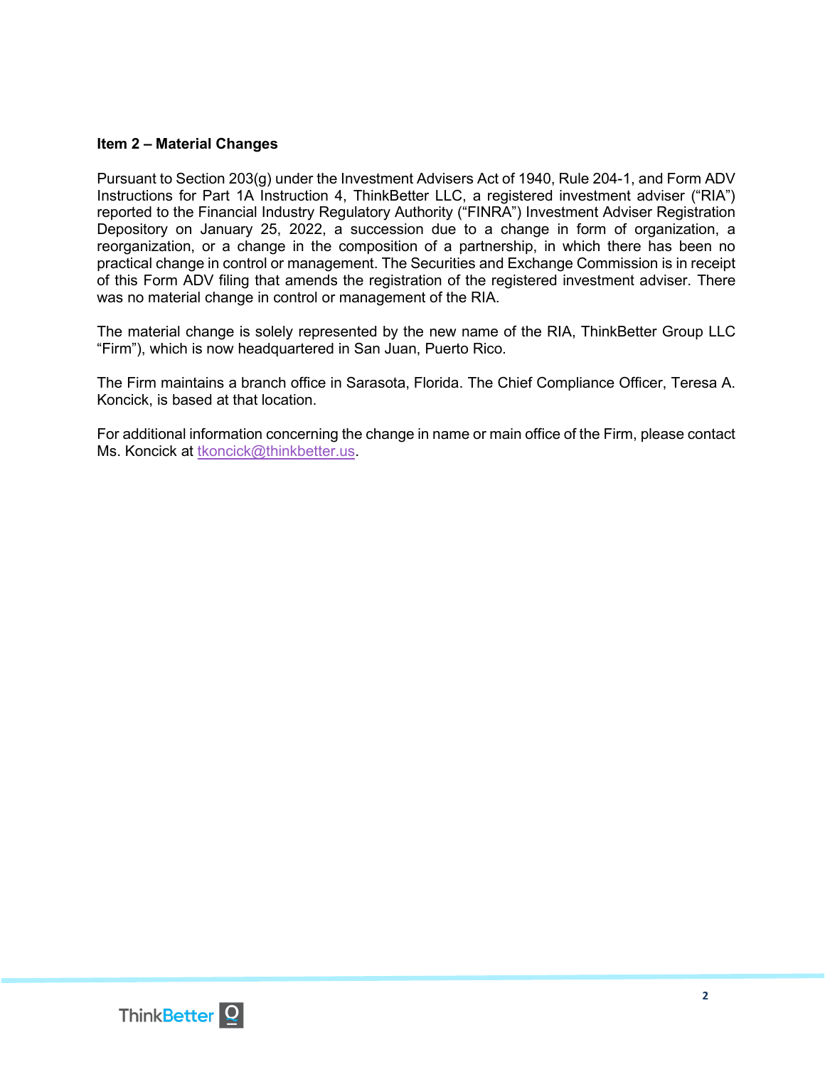**Item 2 – Material Changes**

Pursuant to Section 203(g) under the Investment Advisers Act of 1940, Rule 204-1, and Form ADV Instructions for Part 1A Instruction 4, ThinkBetter LLC, a registered investment adviser ("RIA") reported to the Financial Industry Regulatory Authority ("FINRA") Investment Adviser Registration Depository on January 25, 2022, a succession due to a change in form of organization, a reorganization, or a change in the composition of a partnership, in which there has been no practical change in control or management. The Securities and Exchange Commission is in receipt of this Form ADV filing that amends the registration of the registered investment adviser. There was no material change in control or management of the RIA.

The material change is solely represented by the new name of the RIA, ThinkBetter Group LLC "Firm"), which is now headquartered in San Juan, Puerto Rico.

The Firm maintains a branch office in Sarasota, Florida. The Chief Compliance Officer, Teresa A. Koncick, is based at that location.

For additional information concerning the change in name or main office of the Firm, please contact Ms. Koncick at tkoncick@thinkbetter.us.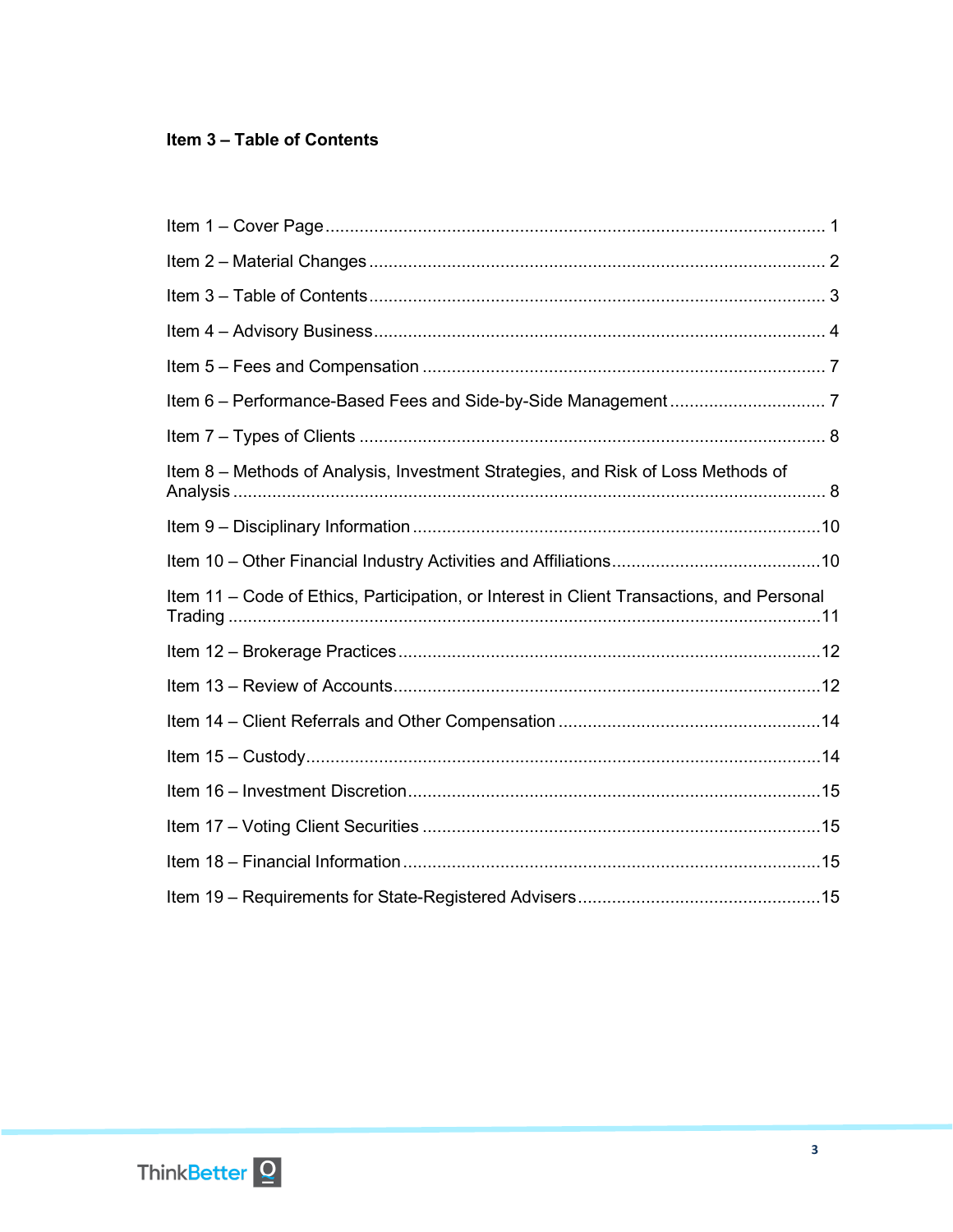## Item 3 – Table of Contents

Item 1 – Cover Page ........................................................................................... 1

Item 2 – Material Changes ................................................................................. 2

Item 3 – Table of Contents ................................................................................. 3

Item 4 – Advisory Business ................................................................................ 4

Item 5 – Fees and Compensation ....................................................................... 7

Item 6 – Performance-Based Fees and Side-by-Side Management ................................ 7

Item 7 – Types of Clients .................................................................................... 8

Item 8 – Methods of Analysis, Investment Strategies, and Risk of Loss Methods of Analysis ......................................................................................................... 8

Item 9 – Disciplinary Information ........................................................................10

Item 10 – Other Financial Industry Activities and Affiliations ...........................................10

Item 11 – Code of Ethics, Participation, or Interest in Client Transactions, and Personal Trading .........................................................................................................11

Item 12 – Brokerage Practices .......................................................................12

Item 13 – Review of Accounts........................................................................12

Item 14 – Client Referrals and Other Compensation .......................................................14

Item 15 – Custody..........................................................................................14

Item 16 – Investment Discretion.....................................................................15

Item 17 – Voting Client Securities ..................................................................15

Item 18 – Financial Information .....................................................................15

Item 19 – Requirements for State-Registered Advisers..................................................15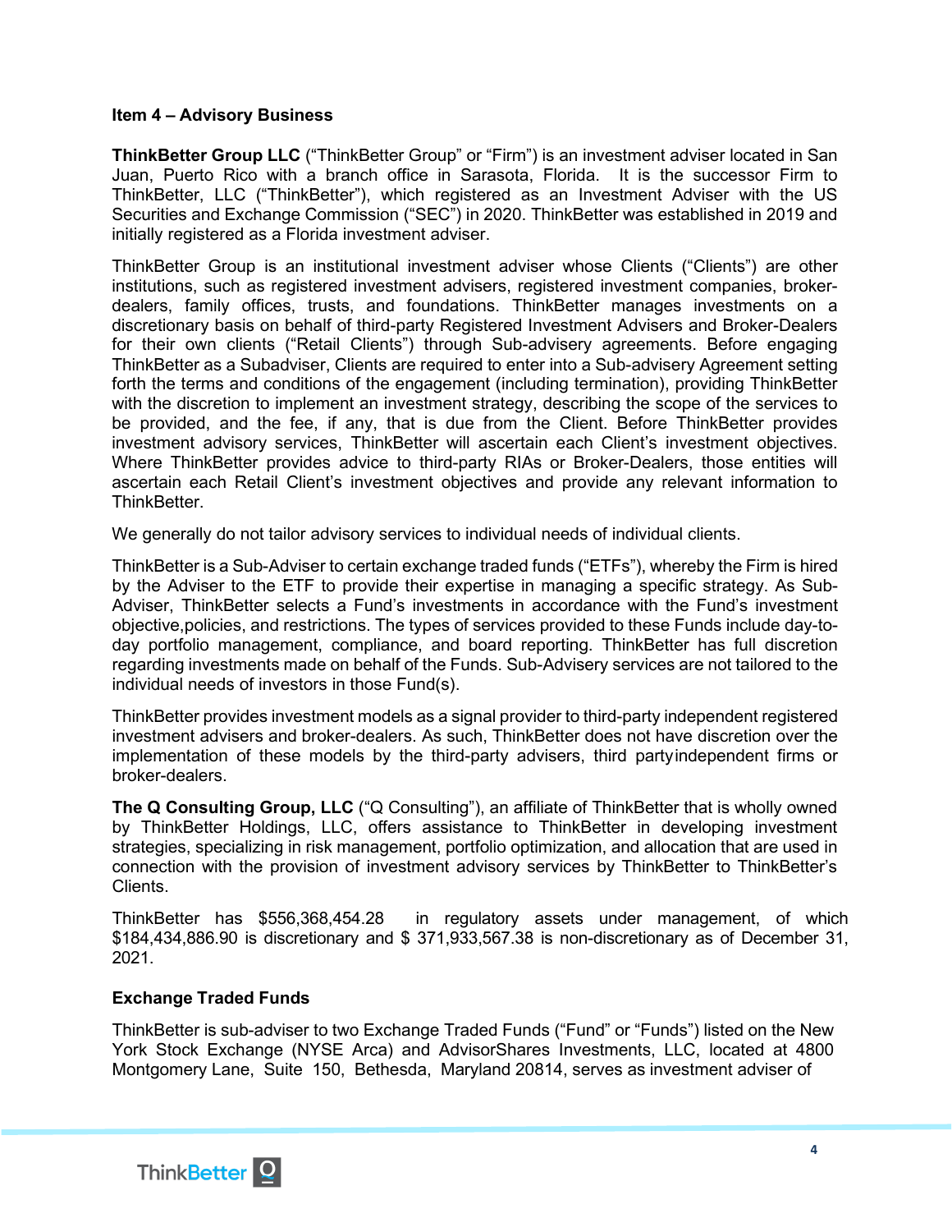## Item 4 – Advisory Business

**ThinkBetter Group LLC** ("ThinkBetter Group" or "Firm") is an investment adviser located in San Juan, Puerto Rico with a branch office in Sarasota, Florida. It is the successor Firm to ThinkBetter, LLC ("ThinkBetter"), which registered as an Investment Adviser with the US Securities and Exchange Commission ("SEC") in 2020. ThinkBetter was established in 2019 and initially registered as a Florida investment adviser.

ThinkBetter Group is an institutional investment adviser whose Clients ("Clients") are other institutions, such as registered investment advisers, registered investment companies, broker-dealers, family offices, trusts, and foundations. ThinkBetter manages investments on a discretionary basis on behalf of third-party Registered Investment Advisers and Broker-Dealers for their own clients ("Retail Clients") through Sub-advisery agreements. Before engaging ThinkBetter as a Subadviser, Clients are required to enter into a Sub-advisery Agreement setting forth the terms and conditions of the engagement (including termination), providing ThinkBetter with the discretion to implement an investment strategy, describing the scope of the services to be provided, and the fee, if any, that is due from the Client. Before ThinkBetter provides investment advisory services, ThinkBetter will ascertain each Client's investment objectives. Where ThinkBetter provides advice to third-party RIAs or Broker-Dealers, those entities will ascertain each Retail Client's investment objectives and provide any relevant information to ThinkBetter.

We generally do not tailor advisory services to individual needs of individual clients.

ThinkBetter is a Sub-Adviser to certain exchange traded funds ("ETFs"), whereby the Firm is hired by the Adviser to the ETF to provide their expertise in managing a specific strategy. As Sub-Adviser, ThinkBetter selects a Fund's investments in accordance with the Fund's investment objective,policies, and restrictions. The types of services provided to these Funds include day-to-day portfolio management, compliance, and board reporting. ThinkBetter has full discretion regarding investments made on behalf of the Funds. Sub-Advisery services are not tailored to the individual needs of investors in those Fund(s).

ThinkBetter provides investment models as a signal provider to third-party independent registered investment advisers and broker-dealers. As such, ThinkBetter does not have discretion over the implementation of these models by the third-party advisers, third partyindependent firms or broker-dealers.

**The Q Consulting Group, LLC** ("Q Consulting"), an affiliate of ThinkBetter that is wholly owned by ThinkBetter Holdings, LLC, offers assistance to ThinkBetter in developing investment strategies, specializing in risk management, portfolio optimization, and allocation that are used in connection with the provision of investment advisory services by ThinkBetter to ThinkBetter's Clients.

ThinkBetter has $556,368,454.28 in regulatory assets under management, of which $184,434,886.90 is discretionary and $ 371,933,567.38 is non-discretionary as of December 31, 2021.

### Exchange Traded Funds

ThinkBetter is sub-adviser to two Exchange Traded Funds ("Fund" or "Funds") listed on the New York Stock Exchange (NYSE Arca) and AdvisorShares Investments, LLC, located at 4800 Montgomery Lane, Suite 150, Bethesda, Maryland 20814, serves as investment adviser of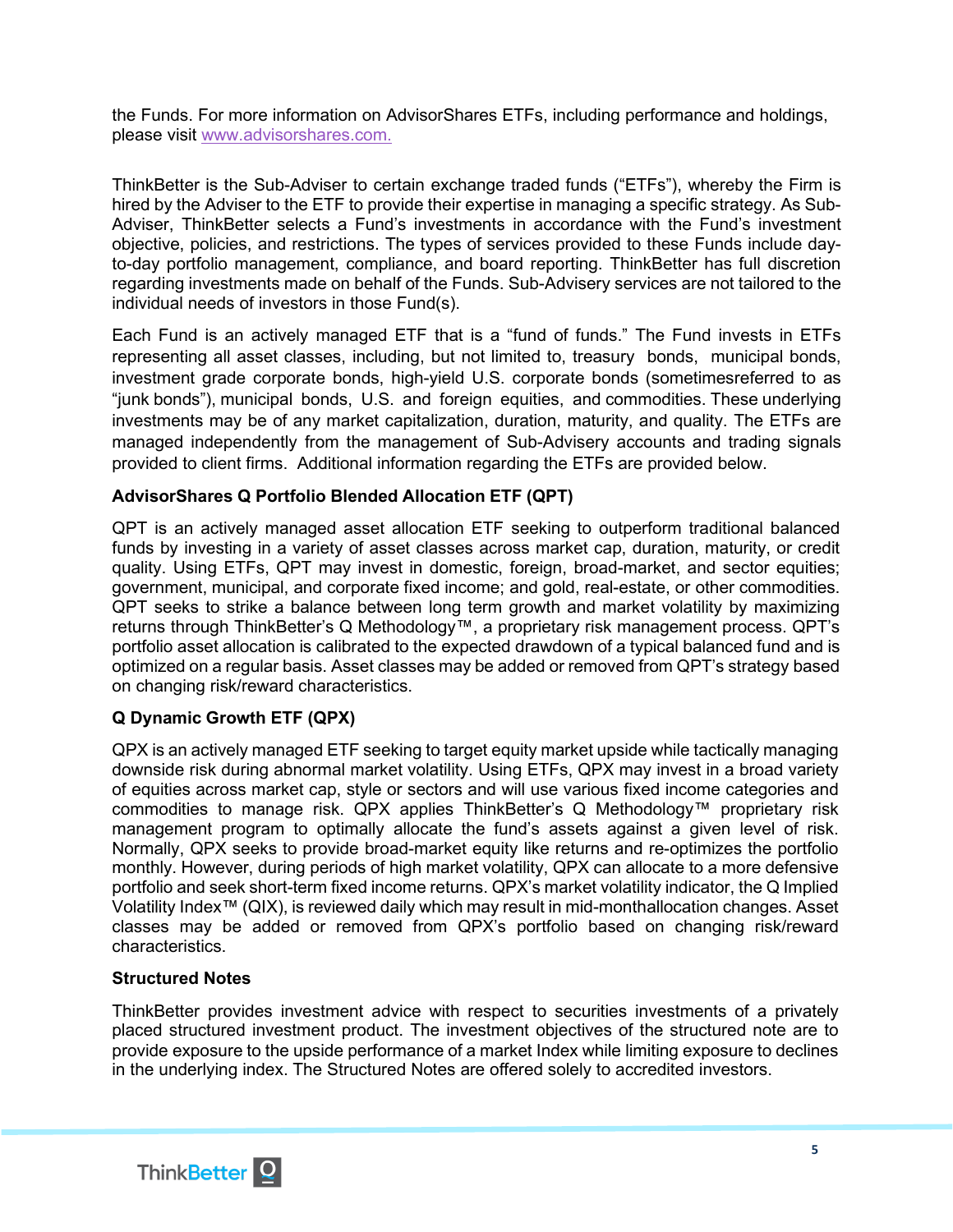the Funds. For more information on AdvisorShares ETFs, including performance and holdings, please visit www.advisorshares.com.

ThinkBetter is the Sub-Adviser to certain exchange traded funds ("ETFs"), whereby the Firm is hired by the Adviser to the ETF to provide their expertise in managing a specific strategy. As Sub-Adviser, ThinkBetter selects a Fund's investments in accordance with the Fund's investment objective, policies, and restrictions. The types of services provided to these Funds include day-to-day portfolio management, compliance, and board reporting. ThinkBetter has full discretion regarding investments made on behalf of the Funds. Sub-Advisery services are not tailored to the individual needs of investors in those Fund(s).

Each Fund is an actively managed ETF that is a "fund of funds." The Fund invests in ETFs representing all asset classes, including, but not limited to, treasury bonds, municipal bonds, investment grade corporate bonds, high-yield U.S. corporate bonds (sometimesreferred to as "junk bonds"), municipal bonds, U.S. and foreign equities, and commodities. These underlying investments may be of any market capitalization, duration, maturity, and quality. The ETFs are managed independently from the management of Sub-Advisery accounts and trading signals provided to client firms. Additional information regarding the ETFs are provided below.

**AdvisorShares Q Portfolio Blended Allocation ETF (QPT)**

QPT is an actively managed asset allocation ETF seeking to outperform traditional balanced funds by investing in a variety of asset classes across market cap, duration, maturity, or credit quality. Using ETFs, QPT may invest in domestic, foreign, broad-market, and sector equities; government, municipal, and corporate fixed income; and gold, real-estate, or other commodities. QPT seeks to strike a balance between long term growth and market volatility by maximizing returns through ThinkBetter's Q Methodology™, a proprietary risk management process. QPT's portfolio asset allocation is calibrated to the expected drawdown of a typical balanced fund and is optimized on a regular basis. Asset classes may be added or removed from QPT's strategy based on changing risk/reward characteristics.

**Q Dynamic Growth ETF (QPX)**

QPX is an actively managed ETF seeking to target equity market upside while tactically managing downside risk during abnormal market volatility. Using ETFs, QPX may invest in a broad variety of equities across market cap, style or sectors and will use various fixed income categories and commodities to manage risk. QPX applies ThinkBetter's Q Methodology™ proprietary risk management program to optimally allocate the fund's assets against a given level of risk. Normally, QPX seeks to provide broad-market equity like returns and re-optimizes the portfolio monthly. However, during periods of high market volatility, QPX can allocate to a more defensive portfolio and seek short-term fixed income returns. QPX's market volatility indicator, the Q Implied Volatility Index™ (QIX), is reviewed daily which may result in mid-monthallocation changes. Asset classes may be added or removed from QPX's portfolio based on changing risk/reward characteristics.

**Structured Notes**

ThinkBetter provides investment advice with respect to securities investments of a privately placed structured investment product. The investment objectives of the structured note are to provide exposure to the upside performance of a market Index while limiting exposure to declines in the underlying index. The Structured Notes are offered solely to accredited investors.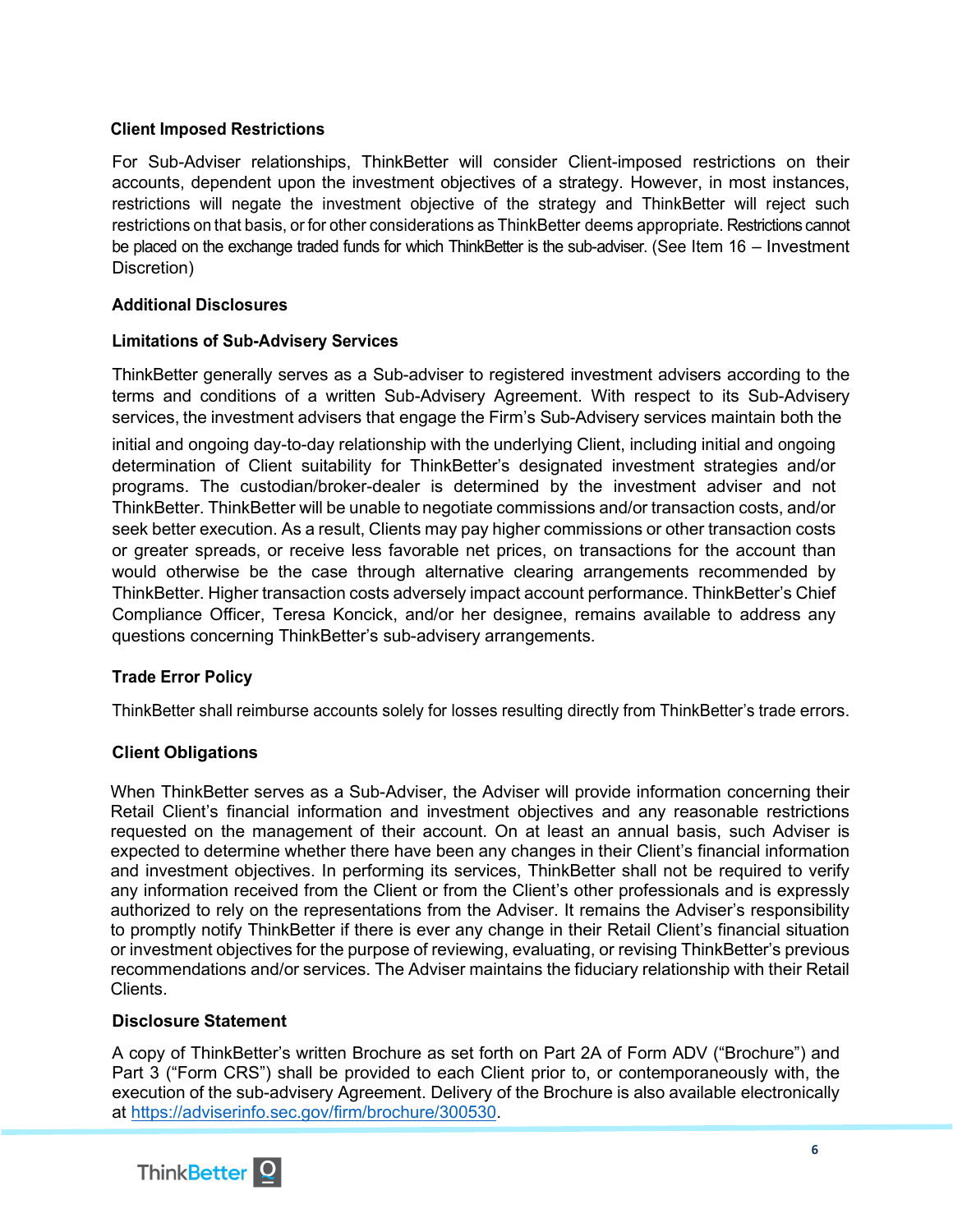### Client Imposed Restrictions

For Sub-Adviser relationships, ThinkBetter will consider Client-imposed restrictions on their accounts, dependent upon the investment objectives of a strategy. However, in most instances, restrictions will negate the investment objective of the strategy and ThinkBetter will reject such restrictions on that basis, or for other considerations as ThinkBetter deems appropriate. Restrictions cannot be placed on the exchange traded funds for which ThinkBetter is the sub-adviser. (See Item 16 – Investment Discretion)

### Additional Disclosures

### Limitations of Sub-Advisery Services

ThinkBetter generally serves as a Sub-adviser to registered investment advisers according to the terms and conditions of a written Sub-Advisery Agreement. With respect to its Sub-Advisery services, the investment advisers that engage the Firm's Sub-Advisery services maintain both the initial and ongoing day-to-day relationship with the underlying Client, including initial and ongoing determination of Client suitability for ThinkBetter's designated investment strategies and/or programs. The custodian/broker-dealer is determined by the investment adviser and not ThinkBetter. ThinkBetter will be unable to negotiate commissions and/or transaction costs, and/or seek better execution. As a result, Clients may pay higher commissions or other transaction costs or greater spreads, or receive less favorable net prices, on transactions for the account than would otherwise be the case through alternative clearing arrangements recommended by ThinkBetter. Higher transaction costs adversely impact account performance. ThinkBetter's Chief Compliance Officer, Teresa Koncick, and/or her designee, remains available to address any questions concerning ThinkBetter's sub-advisery arrangements.

### Trade Error Policy

ThinkBetter shall reimburse accounts solely for losses resulting directly from ThinkBetter's trade errors.

### Client Obligations

When ThinkBetter serves as a Sub-Adviser, the Adviser will provide information concerning their Retail Client's financial information and investment objectives and any reasonable restrictions requested on the management of their account. On at least an annual basis, such Adviser is expected to determine whether there have been any changes in their Client's financial information and investment objectives. In performing its services, ThinkBetter shall not be required to verify any information received from the Client or from the Client's other professionals and is expressly authorized to rely on the representations from the Adviser. It remains the Adviser's responsibility to promptly notify ThinkBetter if there is ever any change in their Retail Client's financial situation or investment objectives for the purpose of reviewing, evaluating, or revising ThinkBetter's previous recommendations and/or services. The Adviser maintains the fiduciary relationship with their Retail Clients.

### Disclosure Statement

A copy of ThinkBetter's written Brochure as set forth on Part 2A of Form ADV ("Brochure") and Part 3 ("Form CRS") shall be provided to each Client prior to, or contemporaneously with, the execution of the sub-advisery Agreement. Delivery of the Brochure is also available electronically at https://adviserinfo.sec.gov/firm/brochure/300530.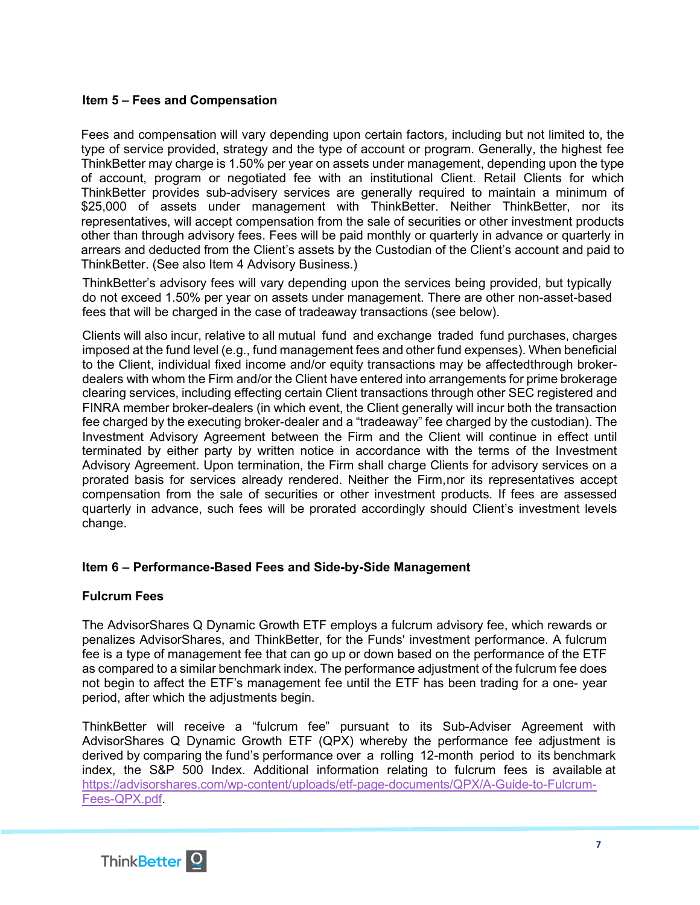## Item 5 – Fees and Compensation

Fees and compensation will vary depending upon certain factors, including but not limited to, the type of service provided, strategy and the type of account or program. Generally, the highest fee ThinkBetter may charge is 1.50% per year on assets under management, depending upon the type of account, program or negotiated fee with an institutional Client. Retail Clients for which ThinkBetter provides sub-advisery services are generally required to maintain a minimum of $25,000 of assets under management with ThinkBetter. Neither ThinkBetter, nor its representatives, will accept compensation from the sale of securities or other investment products other than through advisory fees. Fees will be paid monthly or quarterly in advance or quarterly in arrears and deducted from the Client's assets by the Custodian of the Client's account and paid to ThinkBetter. (See also Item 4 Advisory Business.)

ThinkBetter's advisory fees will vary depending upon the services being provided, but typically do not exceed 1.50% per year on assets under management. There are other non-asset-based fees that will be charged in the case of tradeaway transactions (see below).

Clients will also incur, relative to all mutual fund and exchange traded fund purchases, charges imposed at the fund level (e.g., fund management fees and other fund expenses). When beneficial to the Client, individual fixed income and/or equity transactions may be affectedthrough broker-dealers with whom the Firm and/or the Client have entered into arrangements for prime brokerage clearing services, including effecting certain Client transactions through other SEC registered and FINRA member broker-dealers (in which event, the Client generally will incur both the transaction fee charged by the executing broker-dealer and a "tradeaway" fee charged by the custodian). The Investment Advisory Agreement between the Firm and the Client will continue in effect until terminated by either party by written notice in accordance with the terms of the Investment Advisory Agreement. Upon termination, the Firm shall charge Clients for advisory services on a prorated basis for services already rendered. Neither the Firm,nor its representatives accept compensation from the sale of securities or other investment products. If fees are assessed quarterly in advance, such fees will be prorated accordingly should Client's investment levels change.

## Item 6 – Performance-Based Fees and Side-by-Side Management

### Fulcrum Fees

The AdvisorShares Q Dynamic Growth ETF employs a fulcrum advisory fee, which rewards or penalizes AdvisorShares, and ThinkBetter, for the Funds' investment performance. A fulcrum fee is a type of management fee that can go up or down based on the performance of the ETF as compared to a similar benchmark index. The performance adjustment of the fulcrum fee does not begin to affect the ETF's management fee until the ETF has been trading for a one- year period, after which the adjustments begin.

ThinkBetter will receive a "fulcrum fee" pursuant to its Sub-Adviser Agreement with AdvisorShares Q Dynamic Growth ETF (QPX) whereby the performance fee adjustment is derived by comparing the fund's performance over a rolling 12-month period to its benchmark index, the S&P 500 Index. Additional information relating to fulcrum fees is available at [https://advisorshares.com/wp-content/uploads/etf-page-documents/QPX/A-Guide-to-Fulcrum-Fees-QPX.pdf](https://advisorshares.com/wp-content/uploads/etf-page-documents/QPX/A-Guide-to-Fulcrum-Fees-QPX.pdf).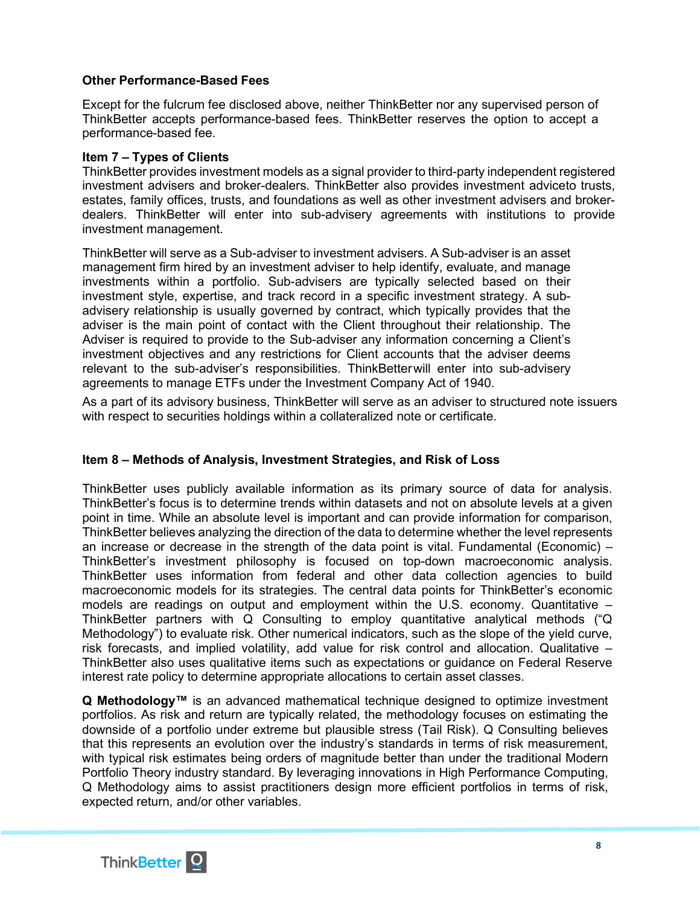**Other Performance-Based Fees**

Except for the fulcrum fee disclosed above, neither ThinkBetter nor any supervised person of ThinkBetter accepts performance-based fees. ThinkBetter reserves the option to accept a performance-based fee.

## Item 7 – Types of Clients

ThinkBetter provides investment models as a signal provider to third-party independent registered investment advisers and broker-dealers. ThinkBetter also provides investment adviceto trusts, estates, family offices, trusts, and foundations as well as other investment advisers and broker-dealers. ThinkBetter will enter into sub-advisery agreements with institutions to provide investment management.

ThinkBetter will serve as a Sub-adviser to investment advisers. A Sub-adviser is an asset management firm hired by an investment adviser to help identify, evaluate, and manage investments within a portfolio. Sub-advisers are typically selected based on their investment style, expertise, and track record in a specific investment strategy. A sub-advisery relationship is usually governed by contract, which typically provides that the adviser is the main point of contact with the Client throughout their relationship. The Adviser is required to provide to the Sub-adviser any information concerning a Client's investment objectives and any restrictions for Client accounts that the adviser deems relevant to the sub-adviser's responsibilities. ThinkBetterwill enter into sub-advisery agreements to manage ETFs under the Investment Company Act of 1940.

As a part of its advisory business, ThinkBetter will serve as an adviser to structured note issuers with respect to securities holdings within a collateralized note or certificate.

## Item 8 – Methods of Analysis, Investment Strategies, and Risk of Loss

ThinkBetter uses publicly available information as its primary source of data for analysis. ThinkBetter's focus is to determine trends within datasets and not on absolute levels at a given point in time. While an absolute level is important and can provide information for comparison, ThinkBetter believes analyzing the direction of the data to determine whether the level represents an increase or decrease in the strength of the data point is vital. Fundamental (Economic) – ThinkBetter's investment philosophy is focused on top-down macroeconomic analysis. ThinkBetter uses information from federal and other data collection agencies to build macroeconomic models for its strategies. The central data points for ThinkBetter's economic models are readings on output and employment within the U.S. economy. Quantitative – ThinkBetter partners with Q Consulting to employ quantitative analytical methods ("Q Methodology") to evaluate risk. Other numerical indicators, such as the slope of the yield curve, risk forecasts, and implied volatility, add value for risk control and allocation. Qualitative – ThinkBetter also uses qualitative items such as expectations or guidance on Federal Reserve interest rate policy to determine appropriate allocations to certain asset classes.

**Q Methodology™** is an advanced mathematical technique designed to optimize investment portfolios. As risk and return are typically related, the methodology focuses on estimating the downside of a portfolio under extreme but plausible stress (Tail Risk). Q Consulting believes that this represents an evolution over the industry's standards in terms of risk measurement, with typical risk estimates being orders of magnitude better than under the traditional Modern Portfolio Theory industry standard. By leveraging innovations in High Performance Computing, Q Methodology aims to assist practitioners design more efficient portfolios in terms of risk, expected return, and/or other variables.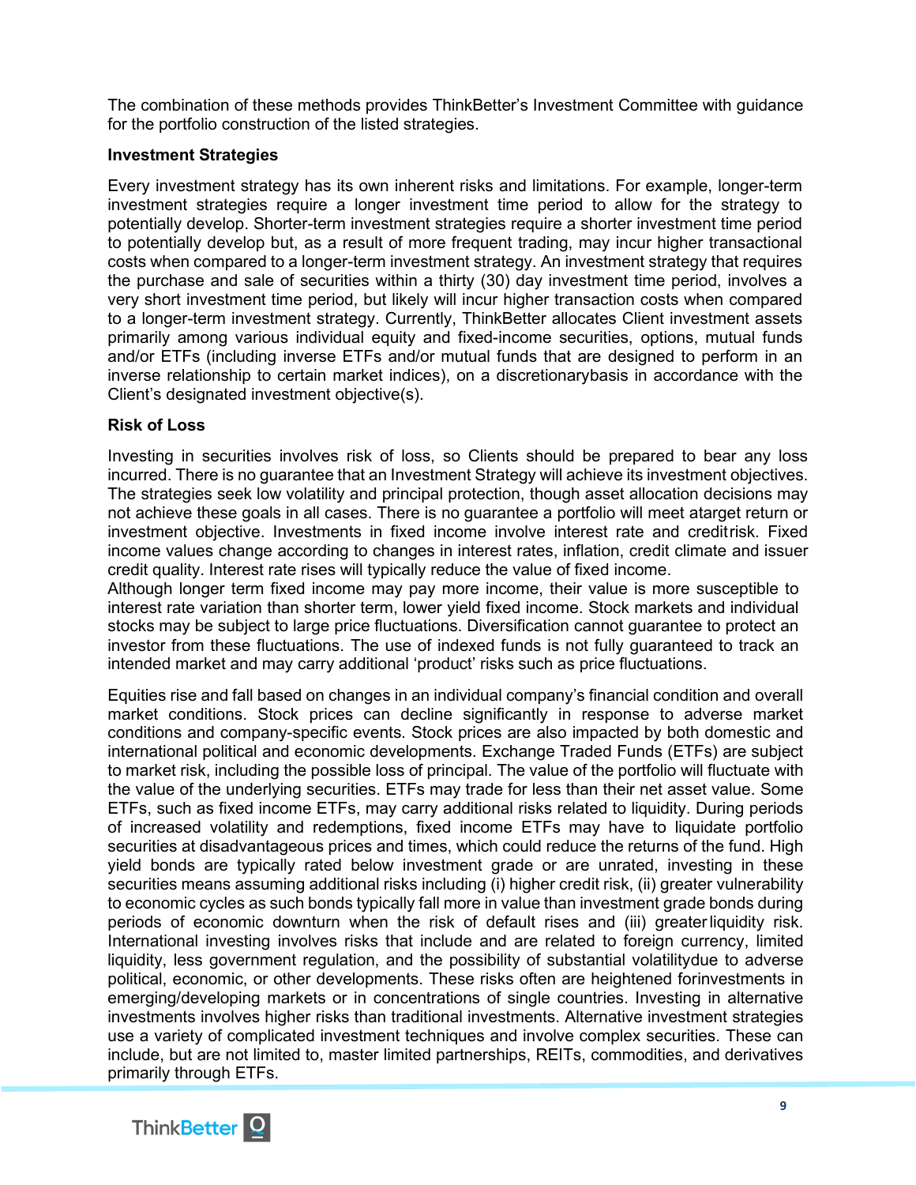The combination of these methods provides ThinkBetter's Investment Committee with guidance for the portfolio construction of the listed strategies.

**Investment Strategies**

Every investment strategy has its own inherent risks and limitations. For example, longer-term investment strategies require a longer investment time period to allow for the strategy to potentially develop. Shorter-term investment strategies require a shorter investment time period to potentially develop but, as a result of more frequent trading, may incur higher transactional costs when compared to a longer-term investment strategy. An investment strategy that requires the purchase and sale of securities within a thirty (30) day investment time period, involves a very short investment time period, but likely will incur higher transaction costs when compared to a longer-term investment strategy. Currently, ThinkBetter allocates Client investment assets primarily among various individual equity and fixed-income securities, options, mutual funds and/or ETFs (including inverse ETFs and/or mutual funds that are designed to perform in an inverse relationship to certain market indices), on a discretionarybasis in accordance with the Client's designated investment objective(s).

**Risk of Loss**

Investing in securities involves risk of loss, so Clients should be prepared to bear any loss incurred. There is no guarantee that an Investment Strategy will achieve its investment objectives. The strategies seek low volatility and principal protection, though asset allocation decisions may not achieve these goals in all cases. There is no guarantee a portfolio will meet atarget return or investment objective. Investments in fixed income involve interest rate and creditrisk. Fixed income values change according to changes in interest rates, inflation, credit climate and issuer credit quality. Interest rate rises will typically reduce the value of fixed income.
Although longer term fixed income may pay more income, their value is more susceptible to interest rate variation than shorter term, lower yield fixed income. Stock markets and individual stocks may be subject to large price fluctuations. Diversification cannot guarantee to protect an investor from these fluctuations. The use of indexed funds is not fully guaranteed to track an intended market and may carry additional 'product' risks such as price fluctuations.

Equities rise and fall based on changes in an individual company's financial condition and overall market conditions. Stock prices can decline significantly in response to adverse market conditions and company-specific events. Stock prices are also impacted by both domestic and international political and economic developments. Exchange Traded Funds (ETFs) are subject to market risk, including the possible loss of principal. The value of the portfolio will fluctuate with the value of the underlying securities. ETFs may trade for less than their net asset value. Some ETFs, such as fixed income ETFs, may carry additional risks related to liquidity. During periods of increased volatility and redemptions, fixed income ETFs may have to liquidate portfolio securities at disadvantageous prices and times, which could reduce the returns of the fund. High yield bonds are typically rated below investment grade or are unrated, investing in these securities means assuming additional risks including (i) higher credit risk, (ii) greater vulnerability to economic cycles as such bonds typically fall more in value than investment grade bonds during periods of economic downturn when the risk of default rises and (iii) greaterliquidity risk. International investing involves risks that include and are related to foreign currency, limited liquidity, less government regulation, and the possibility of substantial volatilitydue to adverse political, economic, or other developments. These risks often are heightened forinvestments in emerging/developing markets or in concentrations of single countries. Investing in alternative investments involves higher risks than traditional investments. Alternative investment strategies use a variety of complicated investment techniques and involve complex securities. These can include, but are not limited to, master limited partnerships, REITs, commodities, and derivatives primarily through ETFs.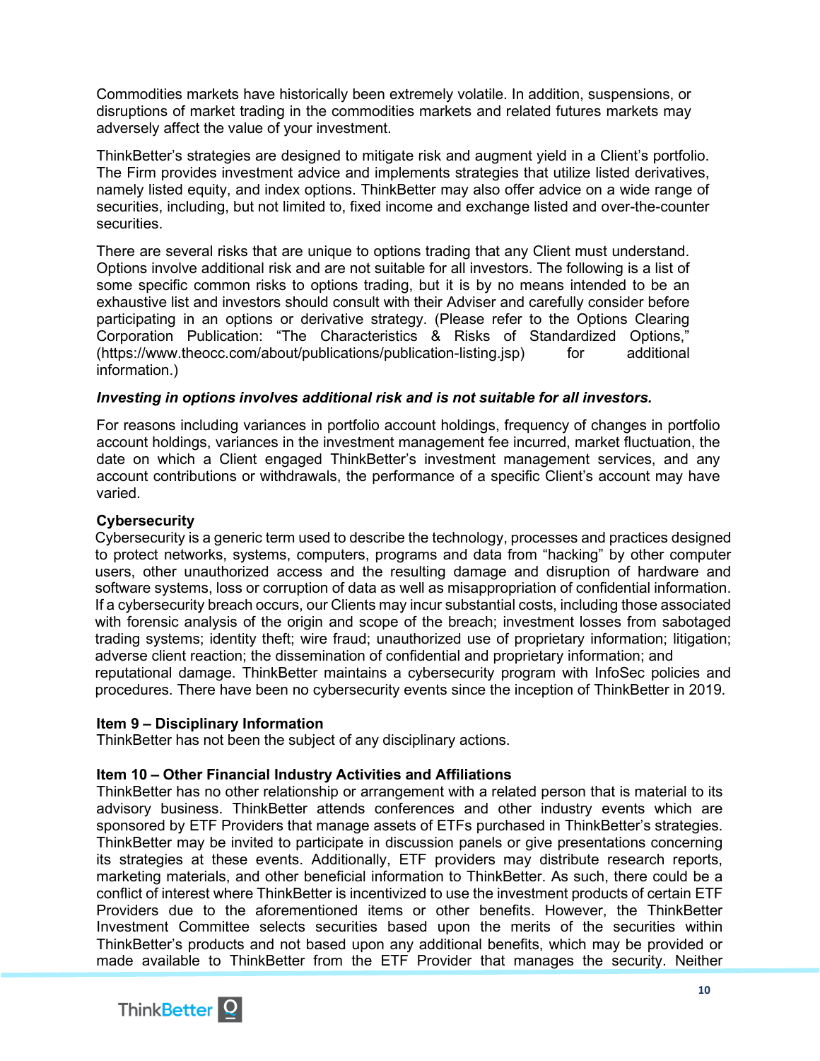Commodities markets have historically been extremely volatile. In addition, suspensions, or disruptions of market trading in the commodities markets and related futures markets may adversely affect the value of your investment.

ThinkBetter's strategies are designed to mitigate risk and augment yield in a Client's portfolio. The Firm provides investment advice and implements strategies that utilize listed derivatives, namely listed equity, and index options. ThinkBetter may also offer advice on a wide range of securities, including, but not limited to, fixed income and exchange listed and over-the-counter securities.

There are several risks that are unique to options trading that any Client must understand. Options involve additional risk and are not suitable for all investors. The following is a list of some specific common risks to options trading, but it is by no means intended to be an exhaustive list and investors should consult with their Adviser and carefully consider before participating in an options or derivative strategy. (Please refer to the Options Clearing Corporation Publication: "The Characteristics & Risks of Standardized Options," (https://www.theocc.com/about/publications/publication-listing.jsp) for additional information.)

***Investing in options involves additional risk and is not suitable for all investors.***

For reasons including variances in portfolio account holdings, frequency of changes in portfolio account holdings, variances in the investment management fee incurred, market fluctuation, the date on which a Client engaged ThinkBetter's investment management services, and any account contributions or withdrawals, the performance of a specific Client's account may have varied.

**Cybersecurity**

Cybersecurity is a generic term used to describe the technology, processes and practices designed to protect networks, systems, computers, programs and data from "hacking" by other computer users, other unauthorized access and the resulting damage and disruption of hardware and software systems, loss or corruption of data as well as misappropriation of confidential information. If a cybersecurity breach occurs, our Clients may incur substantial costs, including those associated with forensic analysis of the origin and scope of the breach; investment losses from sabotaged trading systems; identity theft; unauthorized use of proprietary information; litigation; wire fraud; adverse client reaction; the dissemination of confidential and proprietary information; and reputational damage. ThinkBetter maintains a cybersecurity program with InfoSec policies and procedures. There have been no cybersecurity events since the inception of ThinkBetter in 2019.

## Item 9 – Disciplinary Information

ThinkBetter has not been the subject of any disciplinary actions.

## Item 10 – Other Financial Industry Activities and Affiliations

ThinkBetter has no other relationship or arrangement with a related person that is material to its advisory business. ThinkBetter attends conferences and other industry events which are sponsored by ETF Providers that manage assets of ETFs purchased in ThinkBetter's strategies. ThinkBetter may be invited to participate in discussion panels or give presentations concerning its strategies at these events. Additionally, ETF providers may distribute research reports, marketing materials, and other beneficial information to ThinkBetter. As such, there could be a conflict of interest where ThinkBetter is incentivized to use the investment products of certain ETF Providers due to the aforementioned items or other benefits. However, the ThinkBetter Investment Committee selects securities based upon the merits of the securities within ThinkBetter's products and not based upon any additional benefits, which may be provided or made available to ThinkBetter from the ETF Provider that manages the security. Neither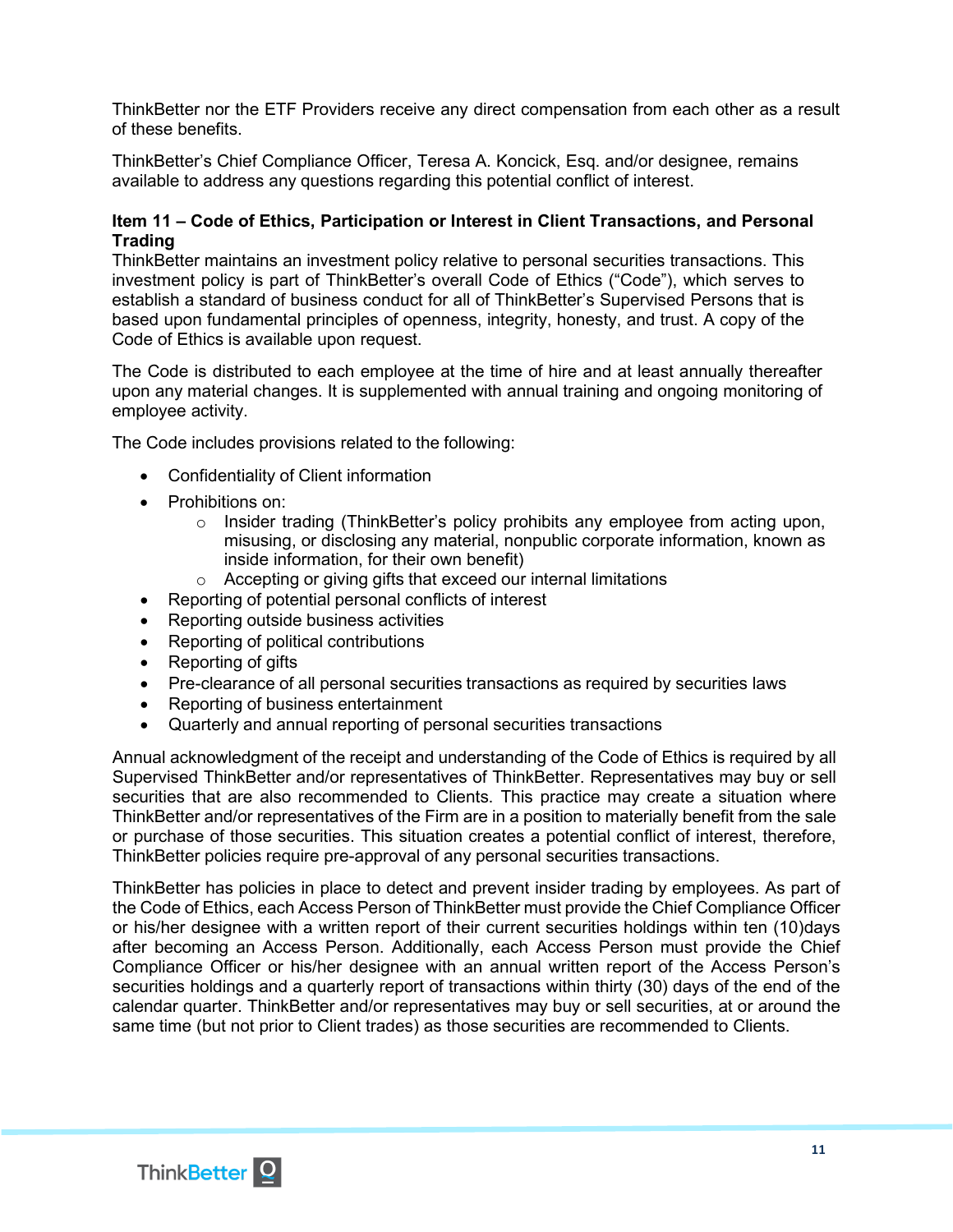ThinkBetter nor the ETF Providers receive any direct compensation from each other as a result of these benefits.

ThinkBetter's Chief Compliance Officer, Teresa A. Koncick, Esq. and/or designee, remains available to address any questions regarding this potential conflict of interest.

## Item 11 – Code of Ethics, Participation or Interest in Client Transactions, and Personal Trading

ThinkBetter maintains an investment policy relative to personal securities transactions. This investment policy is part of ThinkBetter's overall Code of Ethics ("Code"), which serves to establish a standard of business conduct for all of ThinkBetter's Supervised Persons that is based upon fundamental principles of openness, integrity, honesty, and trust. A copy of the Code of Ethics is available upon request.

The Code is distributed to each employee at the time of hire and at least annually thereafter upon any material changes. It is supplemented with annual training and ongoing monitoring of employee activity.

The Code includes provisions related to the following:

- Confidentiality of Client information
- Prohibitions on:
  - Insider trading (ThinkBetter's policy prohibits any employee from acting upon, misusing, or disclosing any material, nonpublic corporate information, known as inside information, for their own benefit)
  - Accepting or giving gifts that exceed our internal limitations
- Reporting of potential personal conflicts of interest
- Reporting outside business activities
- Reporting of political contributions
- Reporting of gifts
- Pre-clearance of all personal securities transactions as required by securities laws
- Reporting of business entertainment
- Quarterly and annual reporting of personal securities transactions

Annual acknowledgment of the receipt and understanding of the Code of Ethics is required by all Supervised ThinkBetter and/or representatives of ThinkBetter. Representatives may buy or sell securities that are also recommended to Clients. This practice may create a situation where ThinkBetter and/or representatives of the Firm are in a position to materially benefit from the sale or purchase of those securities. This situation creates a potential conflict of interest, therefore, ThinkBetter policies require pre-approval of any personal securities transactions.

ThinkBetter has policies in place to detect and prevent insider trading by employees. As part of the Code of Ethics, each Access Person of ThinkBetter must provide the Chief Compliance Officer or his/her designee with a written report of their current securities holdings within ten (10)days after becoming an Access Person. Additionally, each Access Person must provide the Chief Compliance Officer or his/her designee with an annual written report of the Access Person's securities holdings and a quarterly report of transactions within thirty (30) days of the end of the calendar quarter. ThinkBetter and/or representatives may buy or sell securities, at or around the same time (but not prior to Client trades) as those securities are recommended to Clients.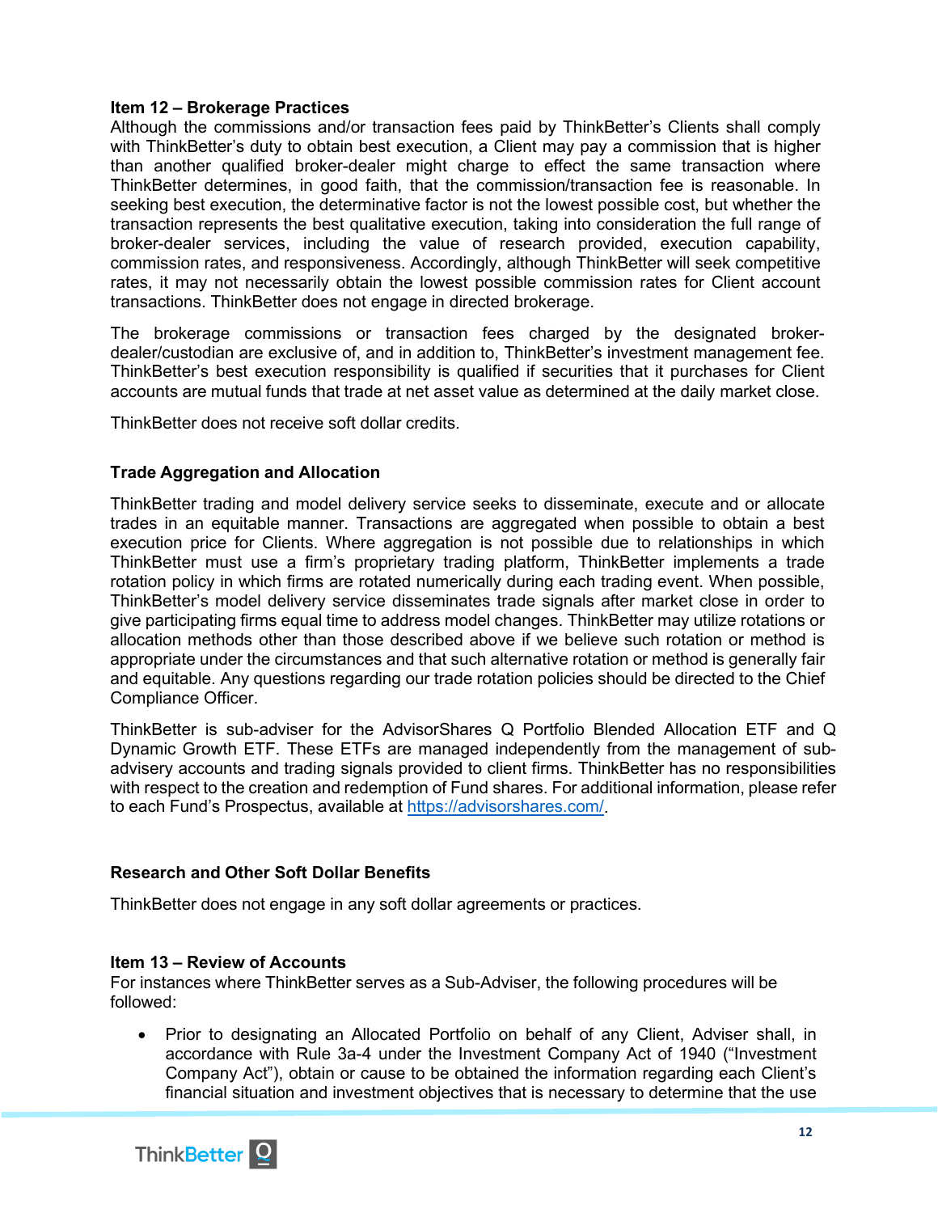## Item 12 – Brokerage Practices

Although the commissions and/or transaction fees paid by ThinkBetter's Clients shall comply with ThinkBetter's duty to obtain best execution, a Client may pay a commission that is higher than another qualified broker-dealer might charge to effect the same transaction where ThinkBetter determines, in good faith, that the commission/transaction fee is reasonable. In seeking best execution, the determinative factor is not the lowest possible cost, but whether the transaction represents the best qualitative execution, taking into consideration the full range of broker-dealer services, including the value of research provided, execution capability, commission rates, and responsiveness. Accordingly, although ThinkBetter will seek competitive rates, it may not necessarily obtain the lowest possible commission rates for Client account transactions. ThinkBetter does not engage in directed brokerage.

The brokerage commissions or transaction fees charged by the designated broker-dealer/custodian are exclusive of, and in addition to, ThinkBetter's investment management fee. ThinkBetter's best execution responsibility is qualified if securities that it purchases for Client accounts are mutual funds that trade at net asset value as determined at the daily market close.

ThinkBetter does not receive soft dollar credits.

### Trade Aggregation and Allocation

ThinkBetter trading and model delivery service seeks to disseminate, execute and or allocate trades in an equitable manner. Transactions are aggregated when possible to obtain a best execution price for Clients. Where aggregation is not possible due to relationships in which ThinkBetter must use a firm's proprietary trading platform, ThinkBetter implements a trade rotation policy in which firms are rotated numerically during each trading event. When possible, ThinkBetter's model delivery service disseminates trade signals after market close in order to give participating firms equal time to address model changes. ThinkBetter may utilize rotations or allocation methods other than those described above if we believe such rotation or method is appropriate under the circumstances and that such alternative rotation or method is generally fair and equitable. Any questions regarding our trade rotation policies should be directed to the Chief Compliance Officer.

ThinkBetter is sub-adviser for the AdvisorShares Q Portfolio Blended Allocation ETF and Q Dynamic Growth ETF. These ETFs are managed independently from the management of sub-advisery accounts and trading signals provided to client firms. ThinkBetter has no responsibilities with respect to the creation and redemption of Fund shares. For additional information, please refer to each Fund's Prospectus, available at https://advisorshares.com/.

### Research and Other Soft Dollar Benefits

ThinkBetter does not engage in any soft dollar agreements or practices.

## Item 13 – Review of Accounts

For instances where ThinkBetter serves as a Sub-Adviser, the following procedures will be followed:

- Prior to designating an Allocated Portfolio on behalf of any Client, Adviser shall, in accordance with Rule 3a-4 under the Investment Company Act of 1940 ("Investment Company Act"), obtain or cause to be obtained the information regarding each Client's financial situation and investment objectives that is necessary to determine that the use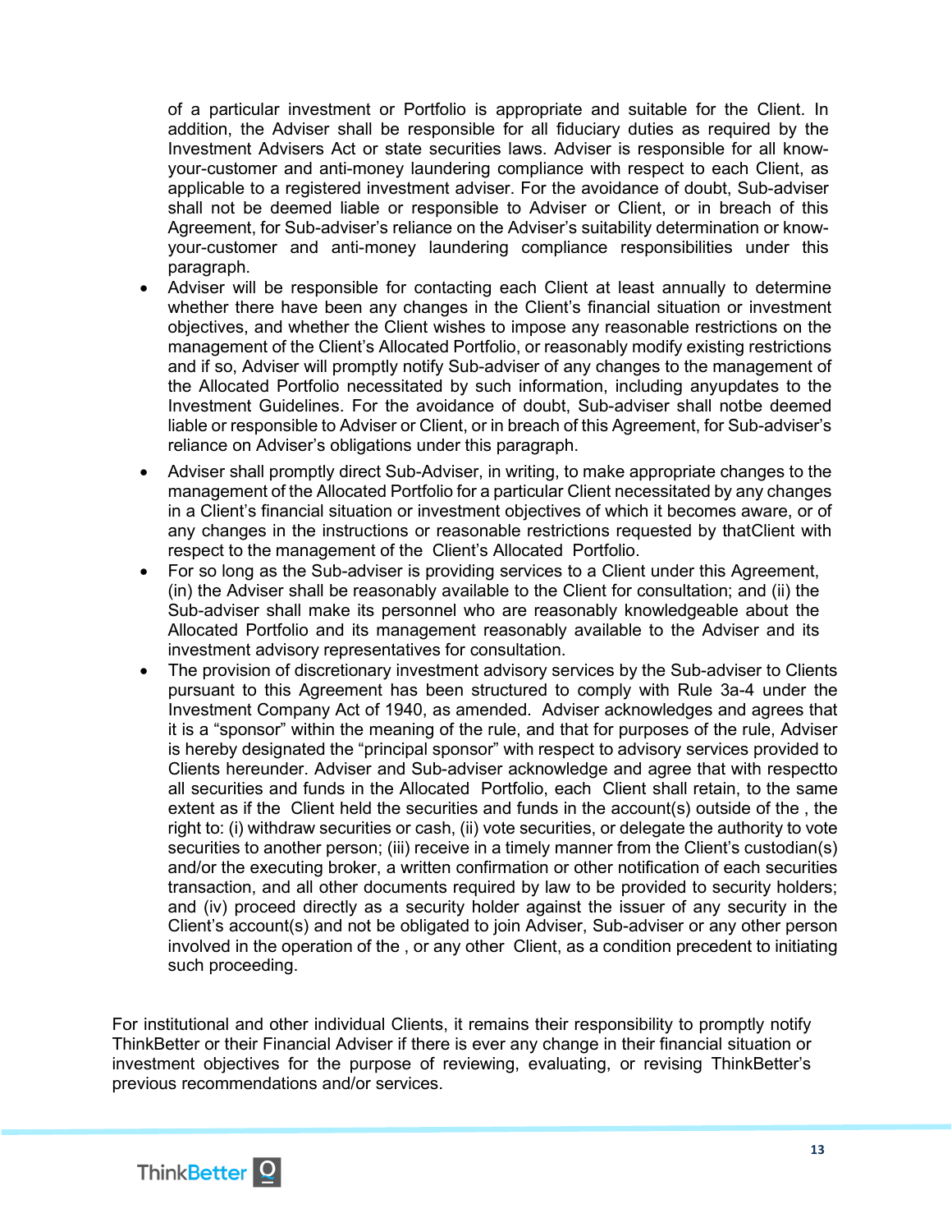of a particular investment or Portfolio is appropriate and suitable for the Client. In addition, the Adviser shall be responsible for all fiduciary duties as required by the Investment Advisers Act or state securities laws. Adviser is responsible for all know-your-customer and anti-money laundering compliance with respect to each Client, as applicable to a registered investment adviser. For the avoidance of doubt, Sub-adviser shall not be deemed liable or responsible to Adviser or Client, or in breach of this Agreement, for Sub-adviser's reliance on the Adviser's suitability determination or know-your-customer and anti-money laundering compliance responsibilities under this paragraph.

- Adviser will be responsible for contacting each Client at least annually to determine whether there have been any changes in the Client's financial situation or investment objectives, and whether the Client wishes to impose any reasonable restrictions on the management of the Client's Allocated Portfolio, or reasonably modify existing restrictions and if so, Adviser will promptly notify Sub-adviser of any changes to the management of the Allocated Portfolio necessitated by such information, including anyupdates to the Investment Guidelines. For the avoidance of doubt, Sub-adviser shall notbe deemed liable or responsible to Adviser or Client, or in breach of this Agreement, for Sub-adviser's reliance on Adviser's obligations under this paragraph.
- Adviser shall promptly direct Sub-Adviser, in writing, to make appropriate changes to the management of the Allocated Portfolio for a particular Client necessitated by any changes in a Client's financial situation or investment objectives of which it becomes aware, or of any changes in the instructions or reasonable restrictions requested by thatClient with respect to the management of the Client's Allocated Portfolio.
- For so long as the Sub-adviser is providing services to a Client under this Agreement, (in) the Adviser shall be reasonably available to the Client for consultation; and (ii) the Sub-adviser shall make its personnel who are reasonably knowledgeable about the Allocated Portfolio and its management reasonably available to the Adviser and its investment advisory representatives for consultation.
- The provision of discretionary investment advisory services by the Sub-adviser to Clients pursuant to this Agreement has been structured to comply with Rule 3a-4 under the Investment Company Act of 1940, as amended. Adviser acknowledges and agrees that it is a "sponsor" within the meaning of the rule, and that for purposes of the rule, Adviser is hereby designated the "principal sponsor" with respect to advisory services provided to Clients hereunder. Adviser and Sub-adviser acknowledge and agree that with respectto all securities and funds in the Allocated Portfolio, each Client shall retain, to the same extent as if the Client held the securities and funds in the account(s) outside of the , the right to: (i) withdraw securities or cash, (ii) vote securities, or delegate the authority to vote securities to another person; (iii) receive in a timely manner from the Client's custodian(s) and/or the executing broker, a written confirmation or other notification of each securities transaction, and all other documents required by law to be provided to security holders; and (iv) proceed directly as a security holder against the issuer of any security in the Client's account(s) and not be obligated to join Adviser, Sub-adviser or any other person involved in the operation of the , or any other Client, as a condition precedent to initiating such proceeding.

For institutional and other individual Clients, it remains their responsibility to promptly notify ThinkBetter or their Financial Adviser if there is ever any change in their financial situation or investment objectives for the purpose of reviewing, evaluating, or revising ThinkBetter's previous recommendations and/or services.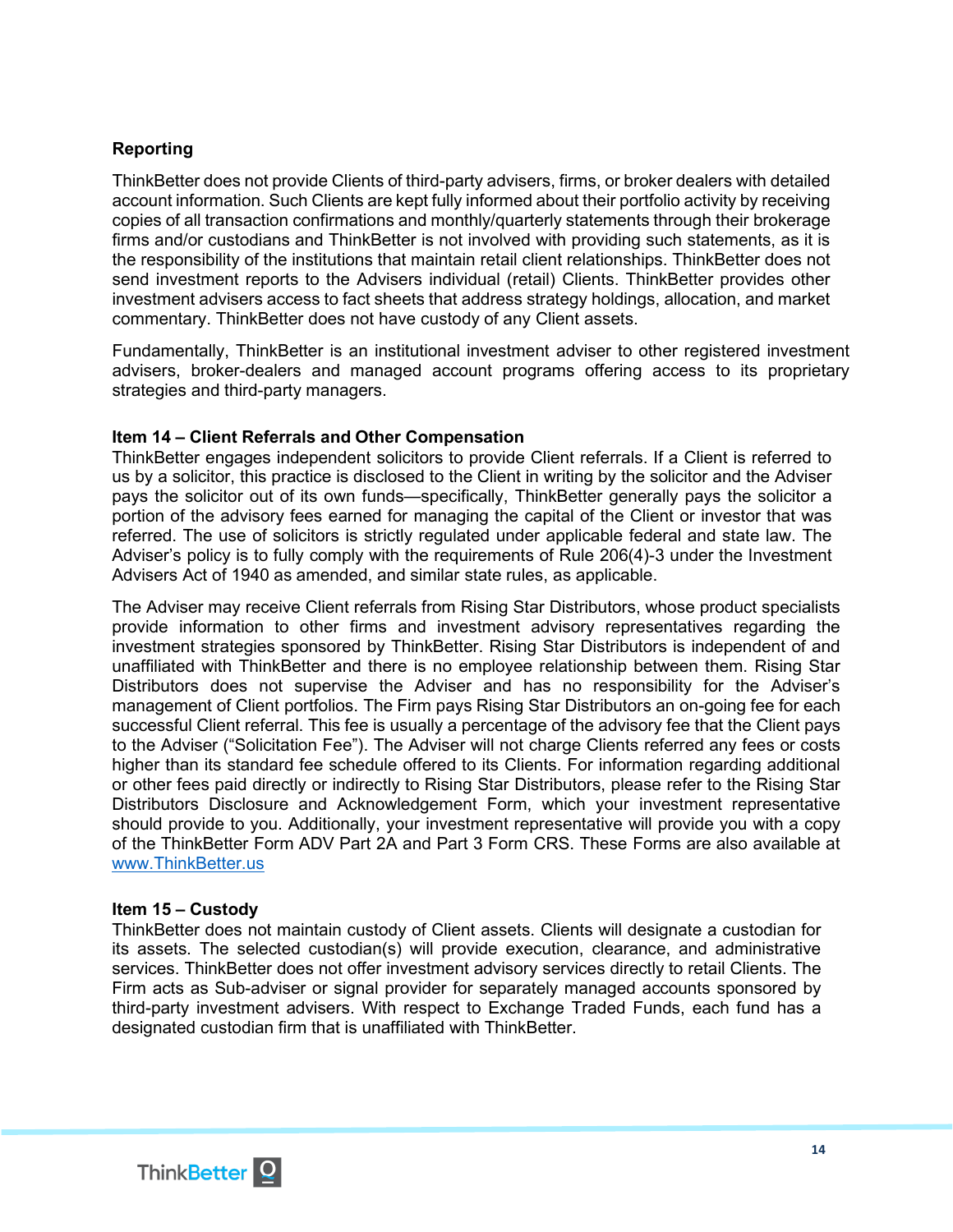### Reporting

ThinkBetter does not provide Clients of third-party advisers, firms, or broker dealers with detailed account information. Such Clients are kept fully informed about their portfolio activity by receiving copies of all transaction confirmations and monthly/quarterly statements through their brokerage firms and/or custodians and ThinkBetter is not involved with providing such statements, as it is the responsibility of the institutions that maintain retail client relationships. ThinkBetter does not send investment reports to the Advisers individual (retail) Clients. ThinkBetter provides other investment advisers access to fact sheets that address strategy holdings, allocation, and market commentary. ThinkBetter does not have custody of any Client assets.

Fundamentally, ThinkBetter is an institutional investment adviser to other registered investment advisers, broker-dealers and managed account programs offering access to its proprietary strategies and third-party managers.

### Item 14 – Client Referrals and Other Compensation

ThinkBetter engages independent solicitors to provide Client referrals. If a Client is referred to us by a solicitor, this practice is disclosed to the Client in writing by the solicitor and the Adviser pays the solicitor out of its own funds—specifically, ThinkBetter generally pays the solicitor a portion of the advisory fees earned for managing the capital of the Client or investor that was referred. The use of solicitors is strictly regulated under applicable federal and state law. The Adviser's policy is to fully comply with the requirements of Rule 206(4)-3 under the Investment Advisers Act of 1940 as amended, and similar state rules, as applicable.

The Adviser may receive Client referrals from Rising Star Distributors, whose product specialists provide information to other firms and investment advisory representatives regarding the investment strategies sponsored by ThinkBetter. Rising Star Distributors is independent of and unaffiliated with ThinkBetter and there is no employee relationship between them. Rising Star Distributors does not supervise the Adviser and has no responsibility for the Adviser's management of Client portfolios. The Firm pays Rising Star Distributors an on-going fee for each successful Client referral. This fee is usually a percentage of the advisory fee that the Client pays to the Adviser ("Solicitation Fee"). The Adviser will not charge Clients referred any fees or costs higher than its standard fee schedule offered to its Clients. For information regarding additional or other fees paid directly or indirectly to Rising Star Distributors, please refer to the Rising Star Distributors Disclosure and Acknowledgement Form, which your investment representative should provide to you. Additionally, your investment representative will provide you with a copy of the ThinkBetter Form ADV Part 2A and Part 3 Form CRS. These Forms are also available at www.ThinkBetter.us

### Item 15 – Custody

ThinkBetter does not maintain custody of Client assets. Clients will designate a custodian for its assets. The selected custodian(s) will provide execution, clearance, and administrative services. ThinkBetter does not offer investment advisory services directly to retail Clients. The Firm acts as Sub-adviser or signal provider for separately managed accounts sponsored by third-party investment advisers. With respect to Exchange Traded Funds, each fund has a designated custodian firm that is unaffiliated with ThinkBetter.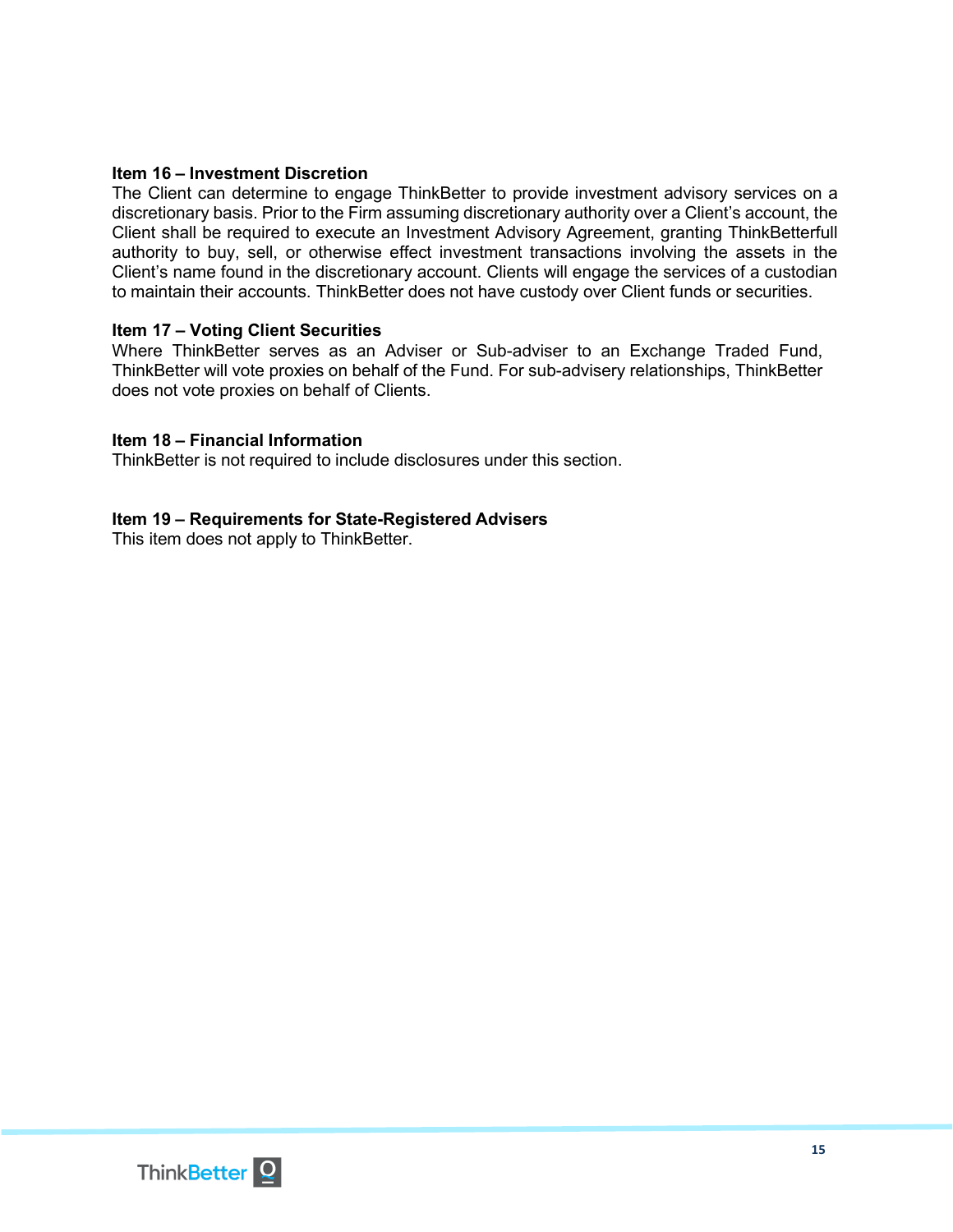**Item 16 – Investment Discretion**

The Client can determine to engage ThinkBetter to provide investment advisory services on a discretionary basis. Prior to the Firm assuming discretionary authority over a Client's account, the Client shall be required to execute an Investment Advisory Agreement, granting ThinkBetterfull authority to buy, sell, or otherwise effect investment transactions involving the assets in the Client's name found in the discretionary account. Clients will engage the services of a custodian to maintain their accounts. ThinkBetter does not have custody over Client funds or securities.

**Item 17 – Voting Client Securities**

Where ThinkBetter serves as an Adviser or Sub-adviser to an Exchange Traded Fund, ThinkBetter will vote proxies on behalf of the Fund. For sub-advisery relationships, ThinkBetter does not vote proxies on behalf of Clients.

**Item 18 – Financial Information**

ThinkBetter is not required to include disclosures under this section.

**Item 19 – Requirements for State-Registered Advisers**

This item does not apply to ThinkBetter.